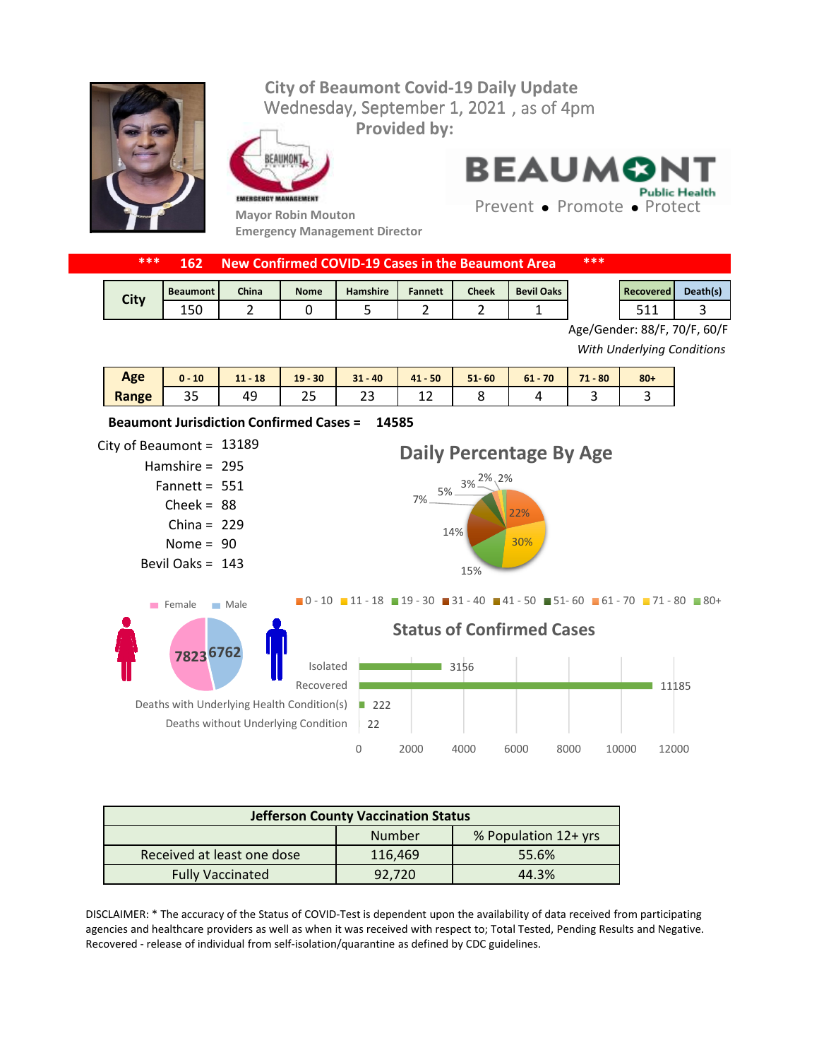# City of Beaumont Covid-19 Daily Update

Wednesday, September 1, 2021 , as of 4pm

**Provided by:**

Mayor Robin Mouton
Emergency Management Director

BEAUMONT Public Health
Prevent • Promote • Protect

**\*\*\* 162 New Confirmed COVID-19 Cases in the Beaumont Area \*\*\***

| City | Beaumont | China | Nome | Hamshire | Fannett | Cheek | Bevil Oaks |
|---|---|---|---|---|---|---|---|
| | 150 | 2 | 0 | 5 | 2 | 2 | 1 |

| Recovered | Death(s) |
|---|---|
| 511 | 3 |

Age/Gender: 88/F, 70/F, 60/F

*With Underlying Conditions*

| Age Range | 0 - 10 | 11 - 18 | 19 - 30 | 31 - 40 | 41 - 50 | 51- 60 | 61 - 70 | 71 - 80 | 80+ |
|---|---|---|---|---|---|---|---|---|---|
| | 35 | 49 | 25 | 23 | 12 | 8 | 4 | 3 | 3 |

**Beaumont Jurisdiction Confirmed Cases = 14585**

City of Beaumont = 13189
Hamshire = 295
Fannett = 551
Cheek = 88
China = 229
Nome = 90
Bevil Oaks = 143

## Daily Percentage By Age

22%, 30%, 15%, 14%, 7%, 5%, 3%, 2%, 2%

0 - 10, 11 - 18, 19 - 30, 31 - 40, 41 - 50, 51- 60, 61 - 70, 71 - 80, 80+

Female: 7823 Male: 6762

## Status of Confirmed Cases

| Status | Number |
|---|---|
| Isolated | 3156 |
| Recovered | 11185 |
| Deaths with Underlying Health Condition(s) | 222 |
| Deaths without Underlying Condition | 22 |

| Jefferson County Vaccination Status | | |
|---|---|---|
| | Number | % Population 12+ yrs |
| Received at least one dose | 116,469 | 55.6% |
| Fully Vaccinated | 92,720 | 44.3% |

DISCLAIMER: * The accuracy of the Status of COVID-Test is dependent upon the availability of data received from participating agencies and healthcare providers as well as when it was received with respect to; Total Tested, Pending Results and Negative. Recovered - release of individual from self-isolation/quarantine as defined by CDC guidelines.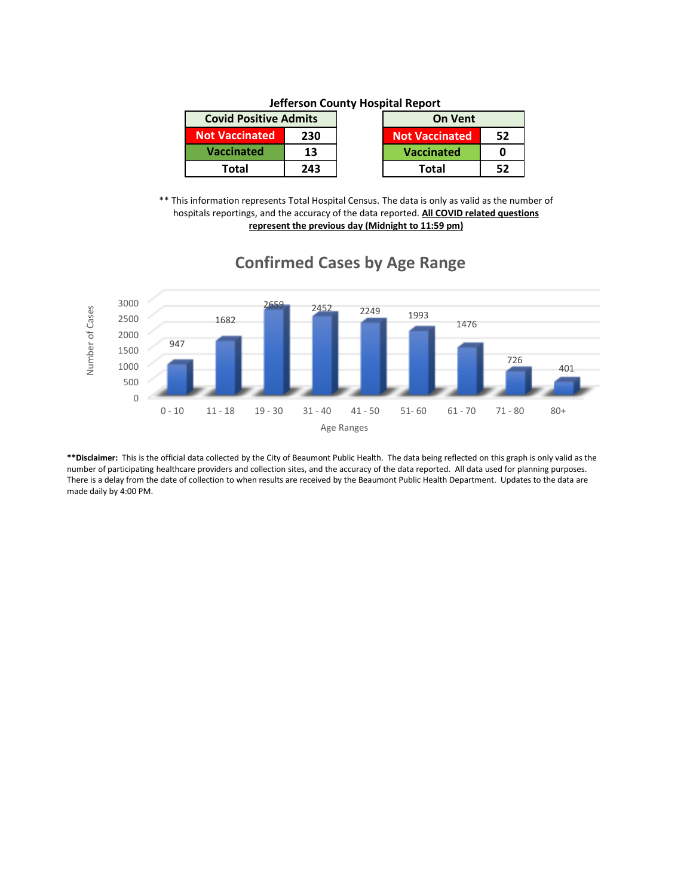## Jefferson County Hospital Report

| Covid Positive Admits | |
|---|---|
| Not Vaccinated | 230 |
| Vaccinated | 13 |
| Total | 243 |

| On Vent | |
|---|---|
| Not Vaccinated | 52 |
| Vaccinated | 0 |
| Total | 52 |

** This information represents Total Hospital Census. The data is only as valid as the number of hospitals reportings, and the accuracy of the data reported. **All COVID related questions represent the previous day (Midnight to 11:59 pm)**

## Confirmed Cases by Age Range

Number of Cases

3000
2500
2000
1500
1000
500
0

947
1682
2659
2452
2249
1993
1476
726
401

0 - 10
11 - 18
19 - 30
31 - 40
41 - 50
51- 60
61 - 70
71 - 80
80+

Age Ranges

****Disclaimer:** This is the official data collected by the City of Beaumont Public Health. The data being reflected on this graph is only valid as the number of participating healthcare providers and collection sites, and the accuracy of the data reported. All data used for planning purposes. There is a delay from the date of collection to when results are received by the Beaumont Public Health Department. Updates to the data are made daily by 4:00 PM.